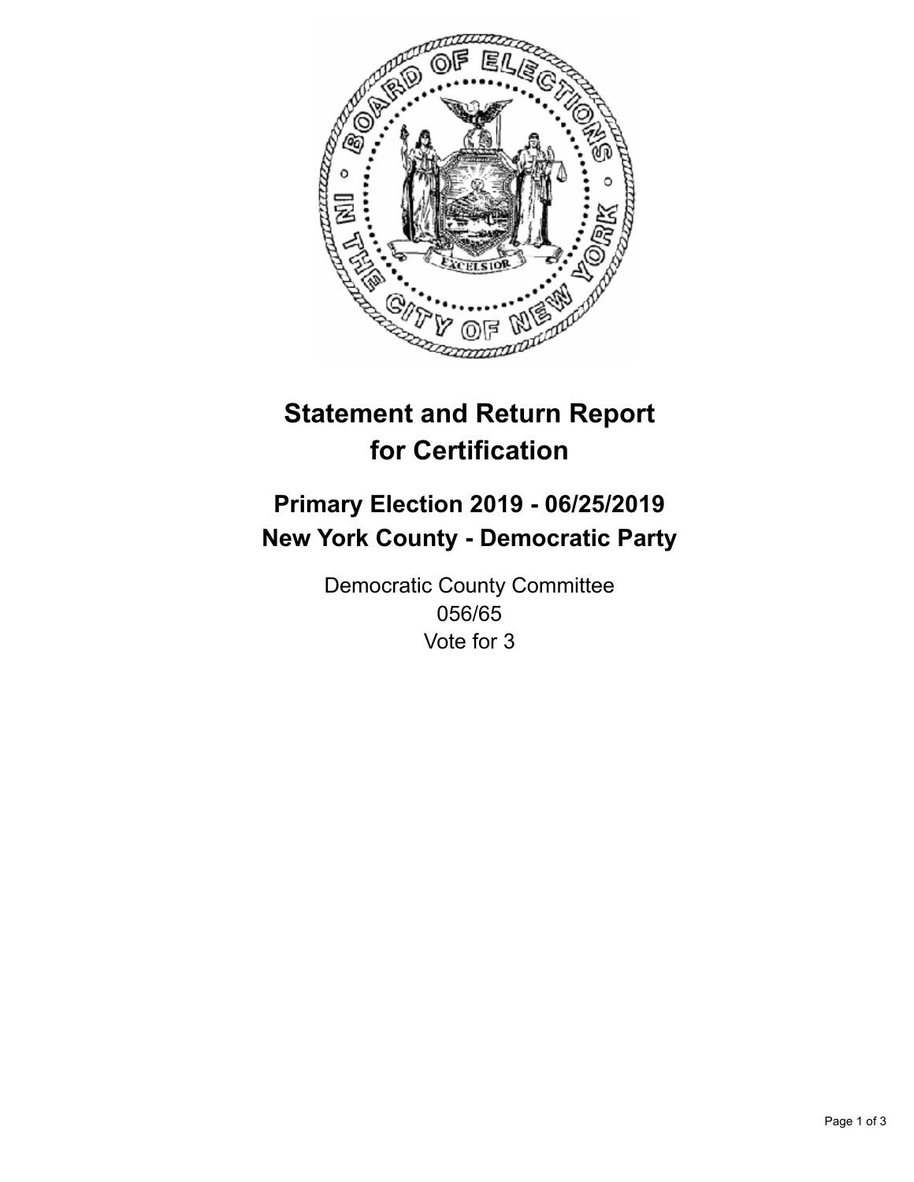# Statement and Return Report for Certification

## Primary Election 2019 - 06/25/2019
## New York County - Democratic Party

Democratic County Committee
056/65
Vote for 3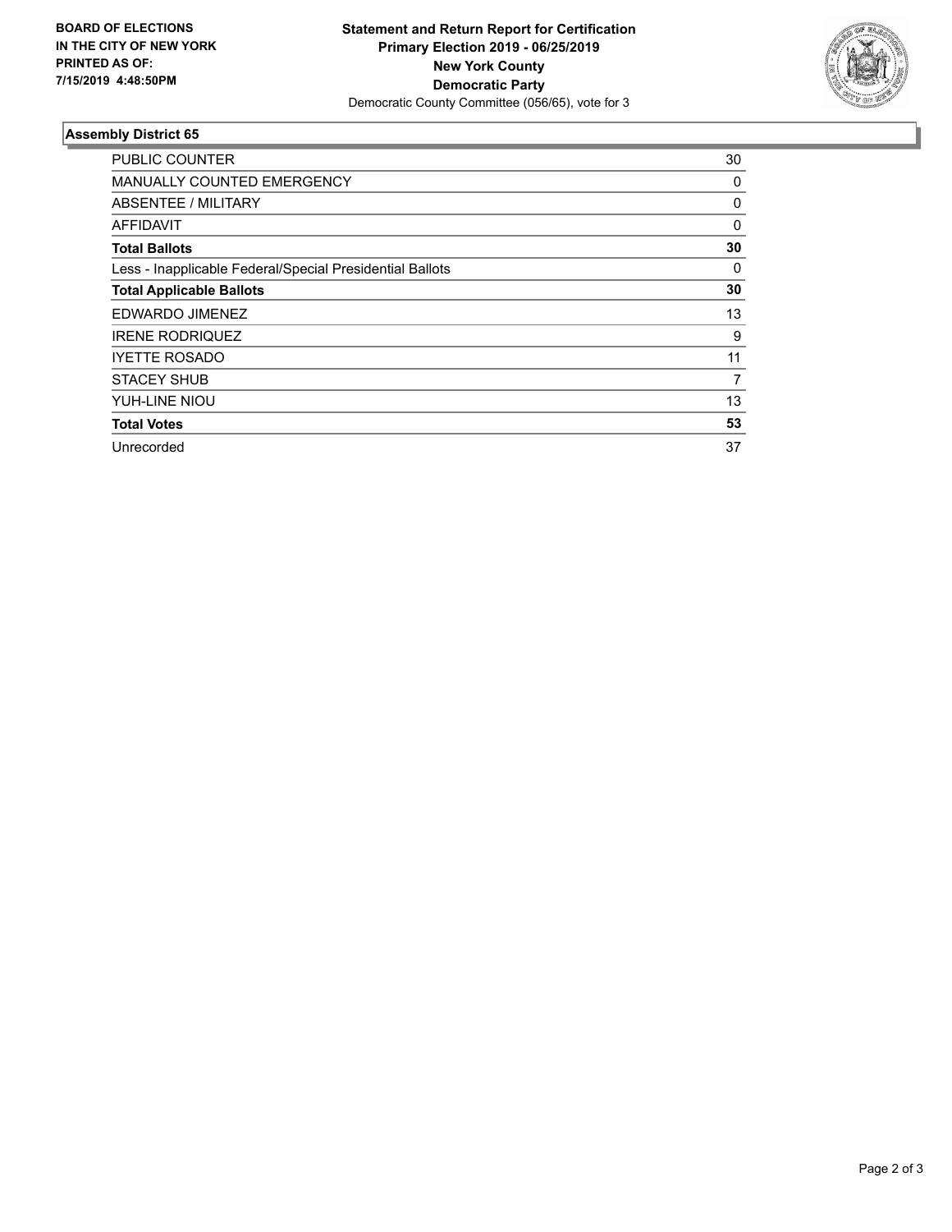**BOARD OF ELECTIONS IN THE CITY OF NEW YORK PRINTED AS OF: 7/15/2019 4:48:50PM**

**Statement and Return Report for Certification**
**Primary Election 2019 - 06/25/2019**
**New York County**
**Democratic Party**
Democratic County Committee (056/65), vote for 3

### Assembly District 65

| | |
|---|---|
| PUBLIC COUNTER | 30 |
| MANUALLY COUNTED EMERGENCY | 0 |
| ABSENTEE / MILITARY | 0 |
| AFFIDAVIT | 0 |
| **Total Ballots** | **30** |
| Less - Inapplicable Federal/Special Presidential Ballots | 0 |
| **Total Applicable Ballots** | **30** |
| EDWARDO JIMENEZ | 13 |
| IRENE RODRIQUEZ | 9 |
| IYETTE ROSADO | 11 |
| STACEY SHUB | 7 |
| YUH-LINE NIOU | 13 |
| **Total Votes** | **53** |
| Unrecorded | 37 |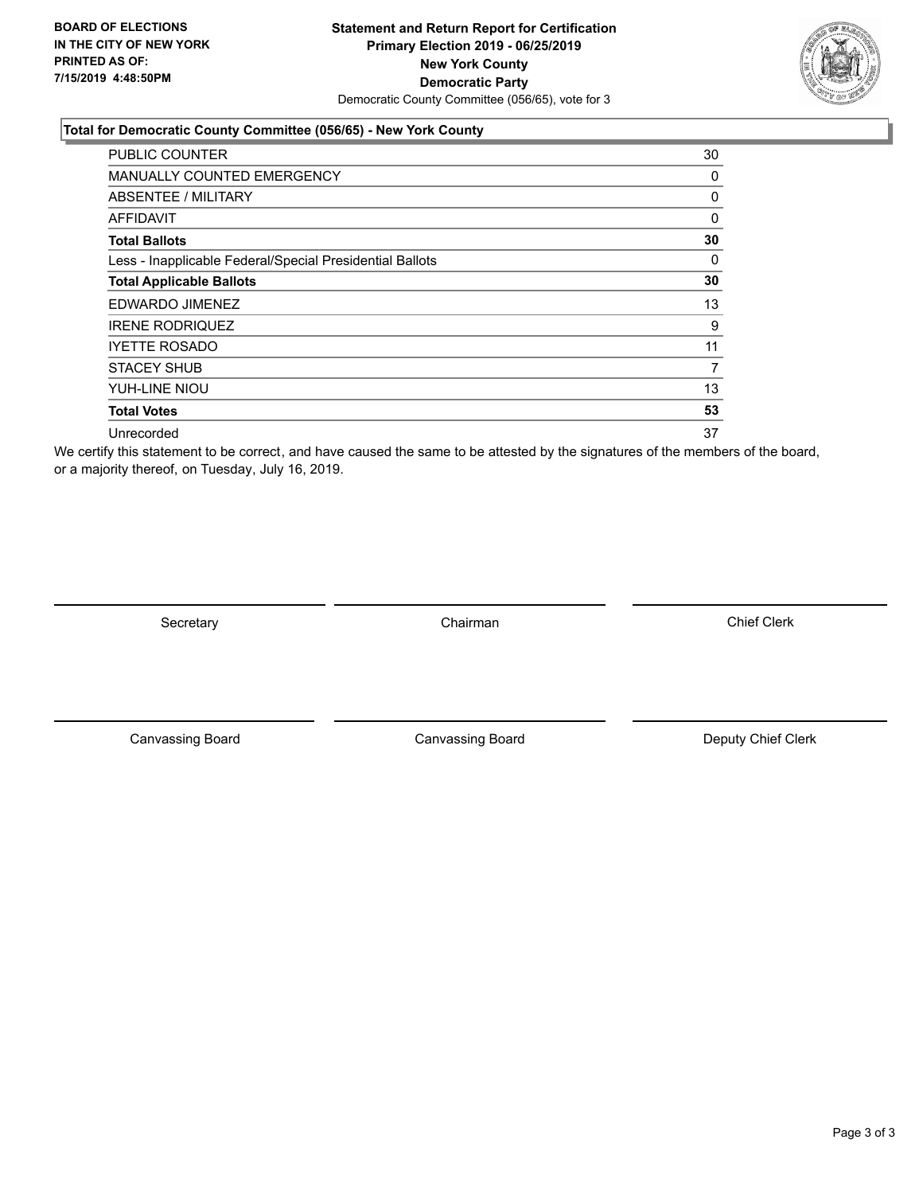**BOARD OF ELECTIONS IN THE CITY OF NEW YORK PRINTED AS OF: 7/15/2019 4:48:50PM**

**Statement and Return Report for Certification**
**Primary Election 2019 - 06/25/2019**
**New York County**
**Democratic Party**
Democratic County Committee (056/65), vote for 3

**Total for Democratic County Committee (056/65) - New York County**

| | |
|---|---|
| PUBLIC COUNTER | 30 |
| MANUALLY COUNTED EMERGENCY | 0 |
| ABSENTEE / MILITARY | 0 |
| AFFIDAVIT | 0 |
| **Total Ballots** | **30** |
| Less - Inapplicable Federal/Special Presidential Ballots | 0 |
| **Total Applicable Ballots** | **30** |
| EDWARDO JIMENEZ | 13 |
| IRENE RODRIQUEZ | 9 |
| IYETTE ROSADO | 11 |
| STACEY SHUB | 7 |
| YUH-LINE NIOU | 13 |
| **Total Votes** | **53** |
| Unrecorded | 37 |

We certify this statement to be correct, and have caused the same to be attested by the signatures of the members of the board, or a majority thereof, on Tuesday, July 16, 2019.

Secretary

Chairman

Chief Clerk

Canvassing Board

Canvassing Board

Deputy Chief Clerk